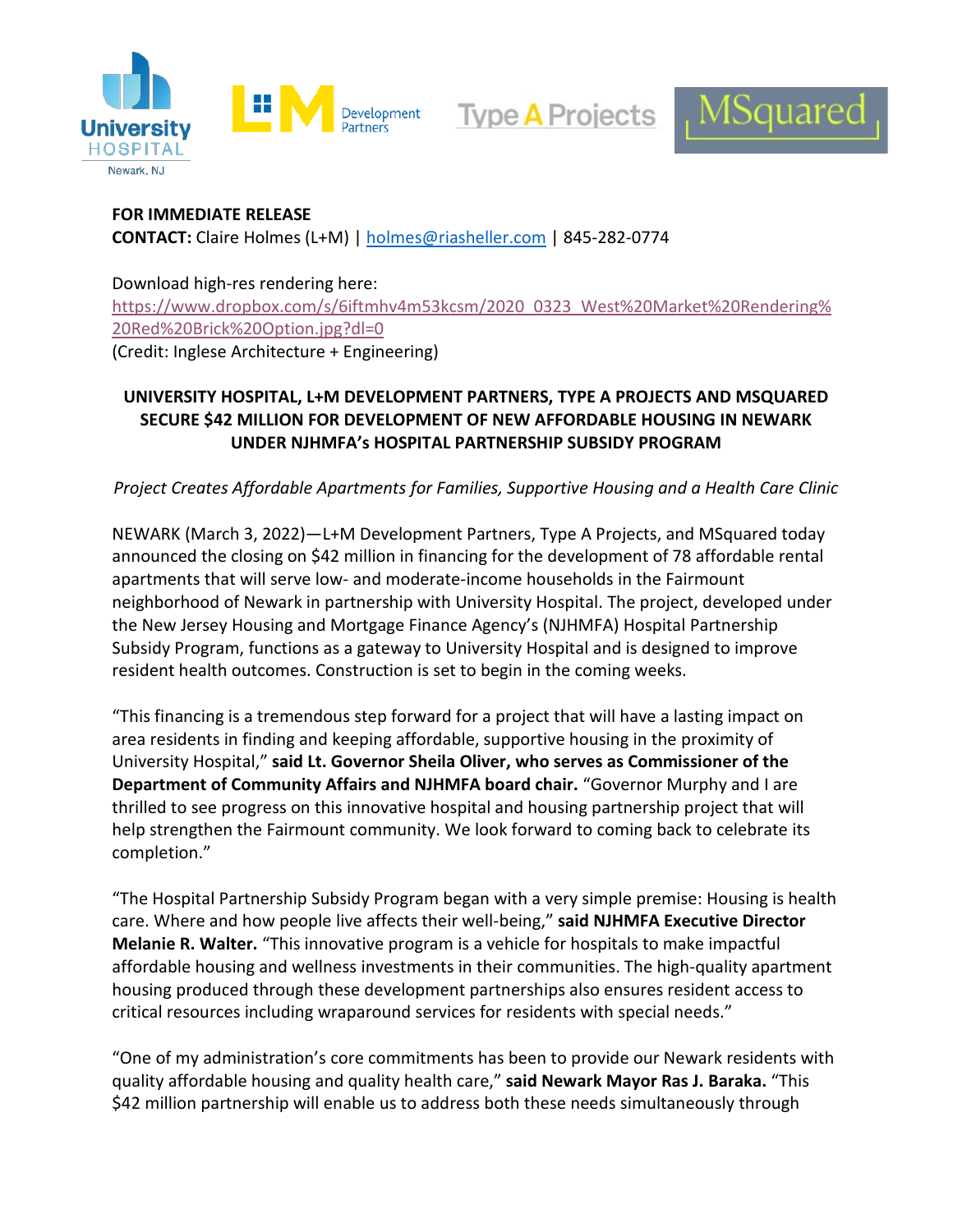**FOR IMMEDIATE RELEASE**
**CONTACT:** Claire Holmes (L+M) | holmes@riasheller.com | 845-282-0774

Download high-res rendering here:
https://www.dropbox.com/s/6iftmhv4m53kcsm/2020_0323_West%20Market%20Rendering%20Red%20Brick%20Option.jpg?dl=0
(Credit: Inglese Architecture + Engineering)

# UNIVERSITY HOSPITAL, L+M DEVELOPMENT PARTNERS, TYPE A PROJECTS AND MSQUARED SECURE $42 MILLION FOR DEVELOPMENT OF NEW AFFORDABLE HOUSING IN NEWARK UNDER NJHMFA's HOSPITAL PARTNERSHIP SUBSIDY PROGRAM

*Project Creates Affordable Apartments for Families, Supportive Housing and a Health Care Clinic*

NEWARK (March 3, 2022)—L+M Development Partners, Type A Projects, and MSquared today announced the closing on $42 million in financing for the development of 78 affordable rental apartments that will serve low- and moderate-income households in the Fairmount neighborhood of Newark in partnership with University Hospital. The project, developed under the New Jersey Housing and Mortgage Finance Agency's (NJHMFA) Hospital Partnership Subsidy Program, functions as a gateway to University Hospital and is designed to improve resident health outcomes. Construction is set to begin in the coming weeks.

"This financing is a tremendous step forward for a project that will have a lasting impact on area residents in finding and keeping affordable, supportive housing in the proximity of University Hospital," **said Lt. Governor Sheila Oliver, who serves as Commissioner of the Department of Community Affairs and NJHMFA board chair.** "Governor Murphy and I are thrilled to see progress on this innovative hospital and housing partnership project that will help strengthen the Fairmount community. We look forward to coming back to celebrate its completion."

"The Hospital Partnership Subsidy Program began with a very simple premise: Housing is health care. Where and how people live affects their well-being," **said NJHMFA Executive Director Melanie R. Walter.** "This innovative program is a vehicle for hospitals to make impactful affordable housing and wellness investments in their communities. The high-quality apartment housing produced through these development partnerships also ensures resident access to critical resources including wraparound services for residents with special needs."

"One of my administration's core commitments has been to provide our Newark residents with quality affordable housing and quality health care," **said Newark Mayor Ras J. Baraka.** "This $42 million partnership will enable us to address both these needs simultaneously through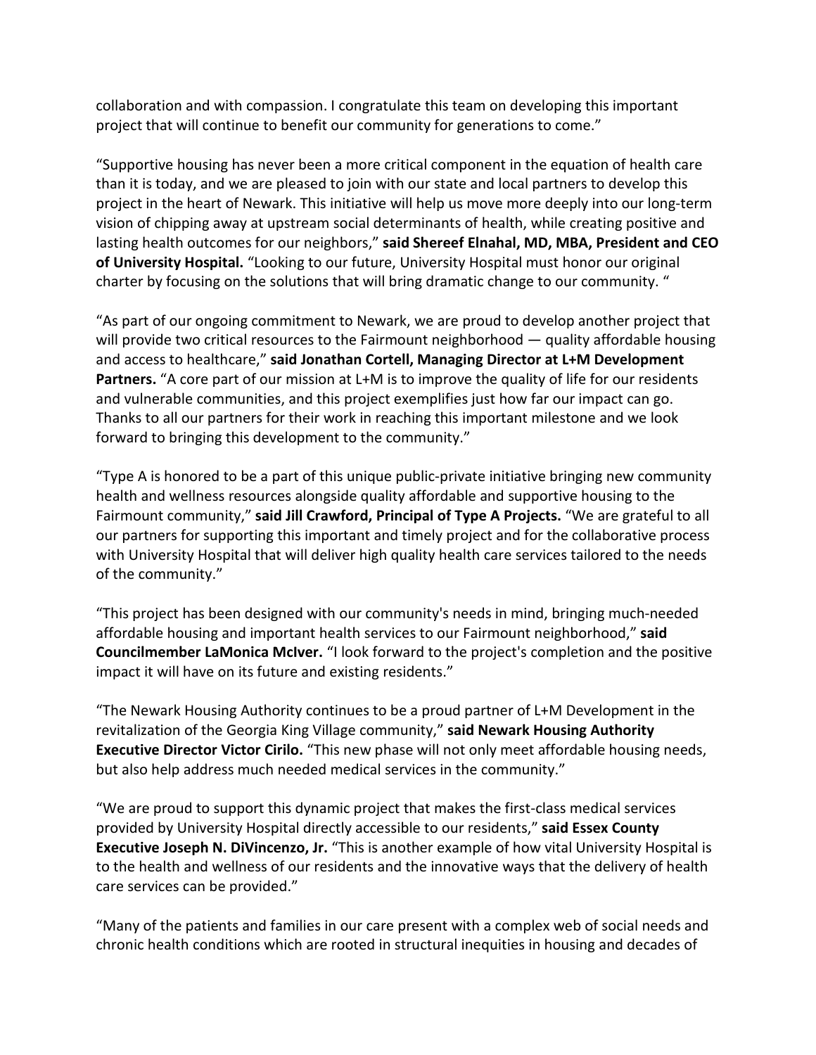collaboration and with compassion. I congratulate this team on developing this important project that will continue to benefit our community for generations to come."

"Supportive housing has never been a more critical component in the equation of health care than it is today, and we are pleased to join with our state and local partners to develop this project in the heart of Newark. This initiative will help us move more deeply into our long-term vision of chipping away at upstream social determinants of health, while creating positive and lasting health outcomes for our neighbors," **said Shereef Elnahal, MD, MBA, President and CEO of University Hospital.** "Looking to our future, University Hospital must honor our original charter by focusing on the solutions that will bring dramatic change to our community. "

"As part of our ongoing commitment to Newark, we are proud to develop another project that will provide two critical resources to the Fairmount neighborhood — quality affordable housing and access to healthcare," **said Jonathan Cortell, Managing Director at L+M Development Partners.** "A core part of our mission at L+M is to improve the quality of life for our residents and vulnerable communities, and this project exemplifies just how far our impact can go. Thanks to all our partners for their work in reaching this important milestone and we look forward to bringing this development to the community."

"Type A is honored to be a part of this unique public-private initiative bringing new community health and wellness resources alongside quality affordable and supportive housing to the Fairmount community," **said Jill Crawford, Principal of Type A Projects.** "We are grateful to all our partners for supporting this important and timely project and for the collaborative process with University Hospital that will deliver high quality health care services tailored to the needs of the community."

"This project has been designed with our community's needs in mind, bringing much-needed affordable housing and important health services to our Fairmount neighborhood," **said Councilmember LaMonica McIver.** "I look forward to the project's completion and the positive impact it will have on its future and existing residents."

"The Newark Housing Authority continues to be a proud partner of L+M Development in the revitalization of the Georgia King Village community," **said Newark Housing Authority Executive Director Victor Cirilo.** "This new phase will not only meet affordable housing needs, but also help address much needed medical services in the community."

"We are proud to support this dynamic project that makes the first-class medical services provided by University Hospital directly accessible to our residents," **said Essex County Executive Joseph N. DiVincenzo, Jr.** "This is another example of how vital University Hospital is to the health and wellness of our residents and the innovative ways that the delivery of health care services can be provided."

"Many of the patients and families in our care present with a complex web of social needs and chronic health conditions which are rooted in structural inequities in housing and decades of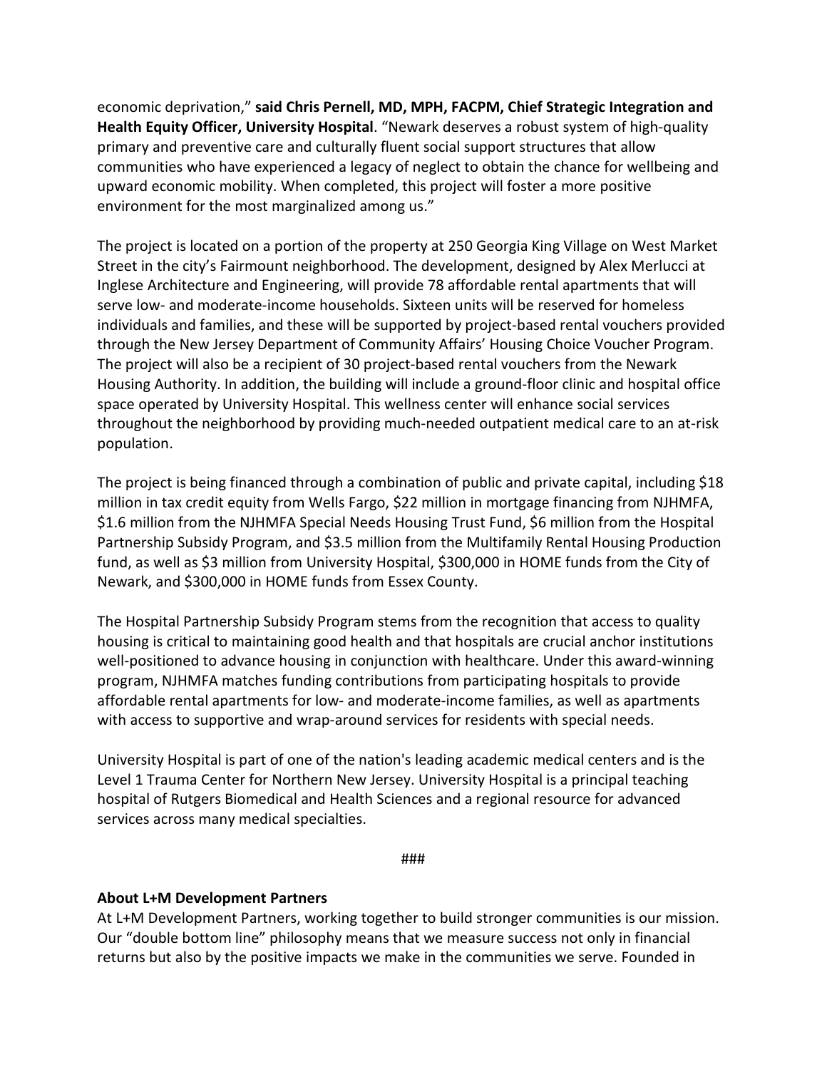economic deprivation," **said Chris Pernell, MD, MPH, FACPM, Chief Strategic Integration and Health Equity Officer, University Hospital**. "Newark deserves a robust system of high-quality primary and preventive care and culturally fluent social support structures that allow communities who have experienced a legacy of neglect to obtain the chance for wellbeing and upward economic mobility. When completed, this project will foster a more positive environment for the most marginalized among us."

The project is located on a portion of the property at 250 Georgia King Village on West Market Street in the city's Fairmount neighborhood. The development, designed by Alex Merlucci at Inglese Architecture and Engineering, will provide 78 affordable rental apartments that will serve low- and moderate-income households. Sixteen units will be reserved for homeless individuals and families, and these will be supported by project-based rental vouchers provided through the New Jersey Department of Community Affairs' Housing Choice Voucher Program. The project will also be a recipient of 30 project-based rental vouchers from the Newark Housing Authority. In addition, the building will include a ground-floor clinic and hospital office space operated by University Hospital. This wellness center will enhance social services throughout the neighborhood by providing much-needed outpatient medical care to an at-risk population.

The project is being financed through a combination of public and private capital, including $18 million in tax credit equity from Wells Fargo, $22 million in mortgage financing from NJHMFA, $1.6 million from the NJHMFA Special Needs Housing Trust Fund, $6 million from the Hospital Partnership Subsidy Program, and $3.5 million from the Multifamily Rental Housing Production fund, as well as $3 million from University Hospital, $300,000 in HOME funds from the City of Newark, and $300,000 in HOME funds from Essex County.

The Hospital Partnership Subsidy Program stems from the recognition that access to quality housing is critical to maintaining good health and that hospitals are crucial anchor institutions well-positioned to advance housing in conjunction with healthcare. Under this award-winning program, NJHMFA matches funding contributions from participating hospitals to provide affordable rental apartments for low- and moderate-income families, as well as apartments with access to supportive and wrap-around services for residents with special needs.

University Hospital is part of one of the nation's leading academic medical centers and is the Level 1 Trauma Center for Northern New Jersey. University Hospital is a principal teaching hospital of Rutgers Biomedical and Health Sciences and a regional resource for advanced services across many medical specialties.

###

**About L+M Development Partners**

At L+M Development Partners, working together to build stronger communities is our mission. Our "double bottom line" philosophy means that we measure success not only in financial returns but also by the positive impacts we make in the communities we serve. Founded in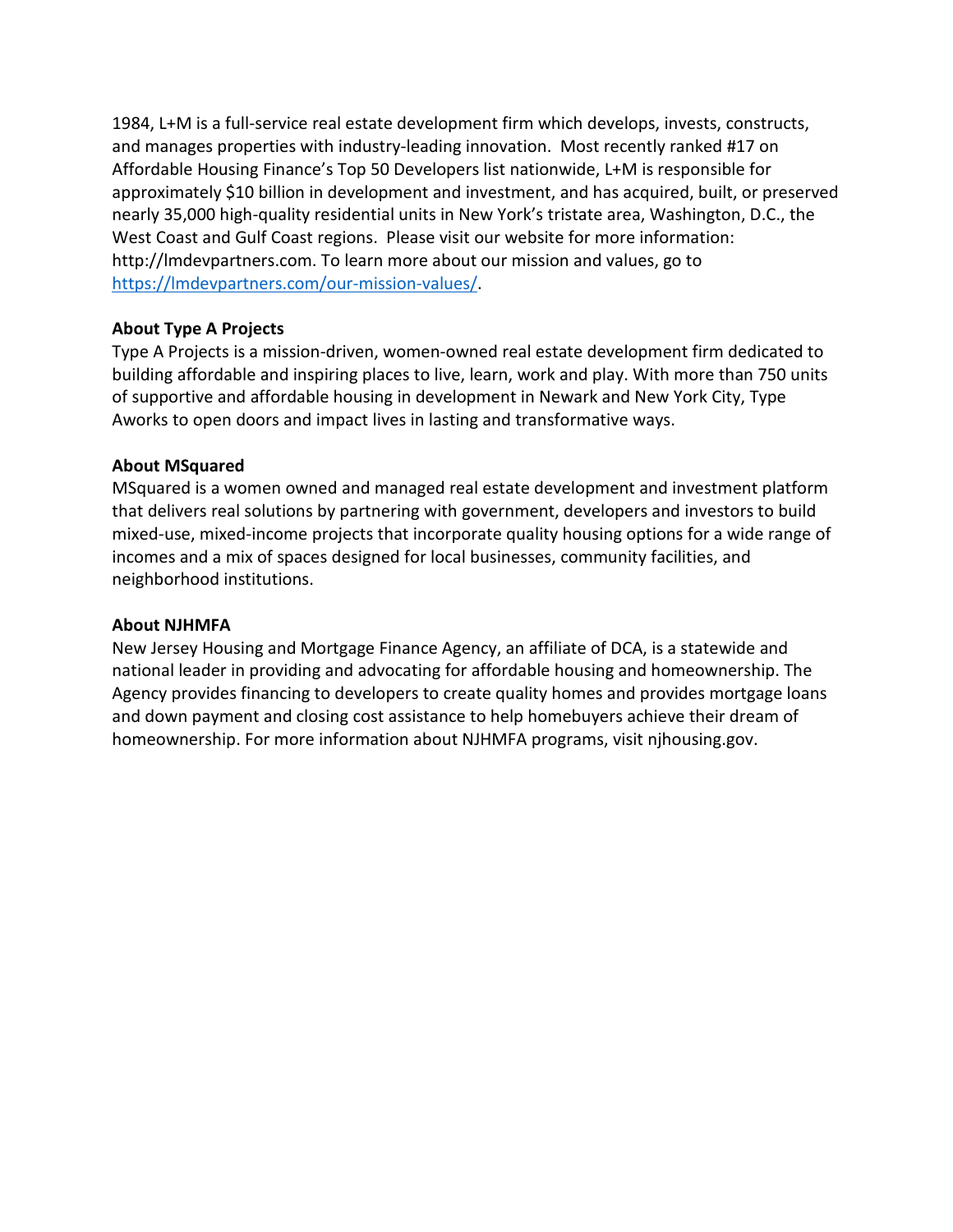1984, L+M is a full-service real estate development firm which develops, invests, constructs, and manages properties with industry-leading innovation. Most recently ranked #17 on Affordable Housing Finance's Top 50 Developers list nationwide, L+M is responsible for approximately $10 billion in development and investment, and has acquired, built, or preserved nearly 35,000 high-quality residential units in New York's tristate area, Washington, D.C., the West Coast and Gulf Coast regions. Please visit our website for more information: http://lmdevpartners.com. To learn more about our mission and values, go to https://lmdevpartners.com/our-mission-values/.

**About Type A Projects**

Type A Projects is a mission-driven, women-owned real estate development firm dedicated to building affordable and inspiring places to live, learn, work and play. With more than 750 units of supportive and affordable housing in development in Newark and New York City, Type Aworks to open doors and impact lives in lasting and transformative ways.

**About MSquared**

MSquared is a women owned and managed real estate development and investment platform that delivers real solutions by partnering with government, developers and investors to build mixed-use, mixed-income projects that incorporate quality housing options for a wide range of incomes and a mix of spaces designed for local businesses, community facilities, and neighborhood institutions.

**About NJHMFA**

New Jersey Housing and Mortgage Finance Agency, an affiliate of DCA, is a statewide and national leader in providing and advocating for affordable housing and homeownership. The Agency provides financing to developers to create quality homes and provides mortgage loans and down payment and closing cost assistance to help homebuyers achieve their dream of homeownership. For more information about NJHMFA programs, visit njhousing.gov.